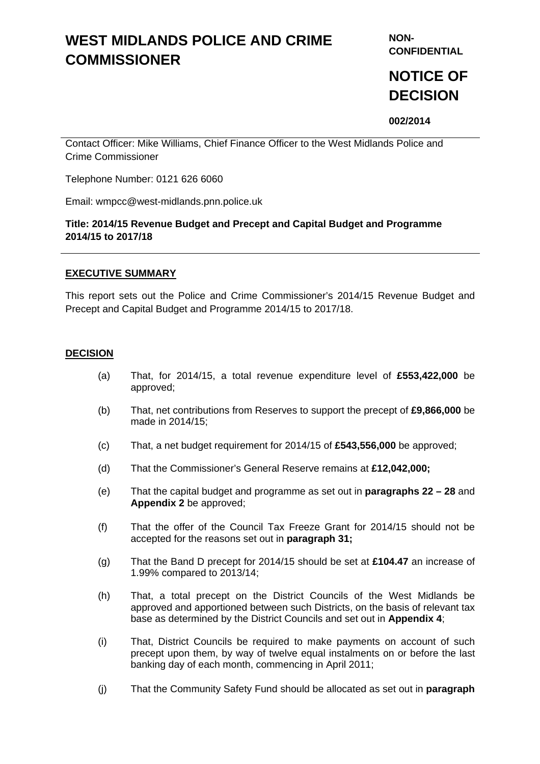# WEST MIDLANDS POLICE AND CRIME COMMISSIONER

**NON-CONFIDENTIAL**

# NOTICE OF DECISION

**002/2014**

Contact Officer: Mike Williams, Chief Finance Officer to the West Midlands Police and Crime Commissioner

Telephone Number: 0121 626 6060

Email: wmpcc@west-midlands.pnn.police.uk

**Title: 2014/15 Revenue Budget and Precept and Capital Budget and Programme 2014/15 to 2017/18**

## EXECUTIVE SUMMARY

This report sets out the Police and Crime Commissioner's 2014/15 Revenue Budget and Precept and Capital Budget and Programme 2014/15 to 2017/18.

## DECISION

(a) That, for 2014/15, a total revenue expenditure level of **£553,422,000** be approved;

(b) That, net contributions from Reserves to support the precept of **£9,866,000** be made in 2014/15;

(c) That, a net budget requirement for 2014/15 of **£543,556,000** be approved;

(d) That the Commissioner's General Reserve remains at **£12,042,000;**

(e) That the capital budget and programme as set out in **paragraphs 22 – 28** and **Appendix 2** be approved;

(f) That the offer of the Council Tax Freeze Grant for 2014/15 should not be accepted for the reasons set out in **paragraph 31;**

(g) That the Band D precept for 2014/15 should be set at **£104.47** an increase of 1.99% compared to 2013/14;

(h) That, a total precept on the District Councils of the West Midlands be approved and apportioned between such Districts, on the basis of relevant tax base as determined by the District Councils and set out in **Appendix 4**;

(i) That, District Councils be required to make payments on account of such precept upon them, by way of twelve equal instalments on or before the last banking day of each month, commencing in April 2011;

(j) That the Community Safety Fund should be allocated as set out in **paragraph**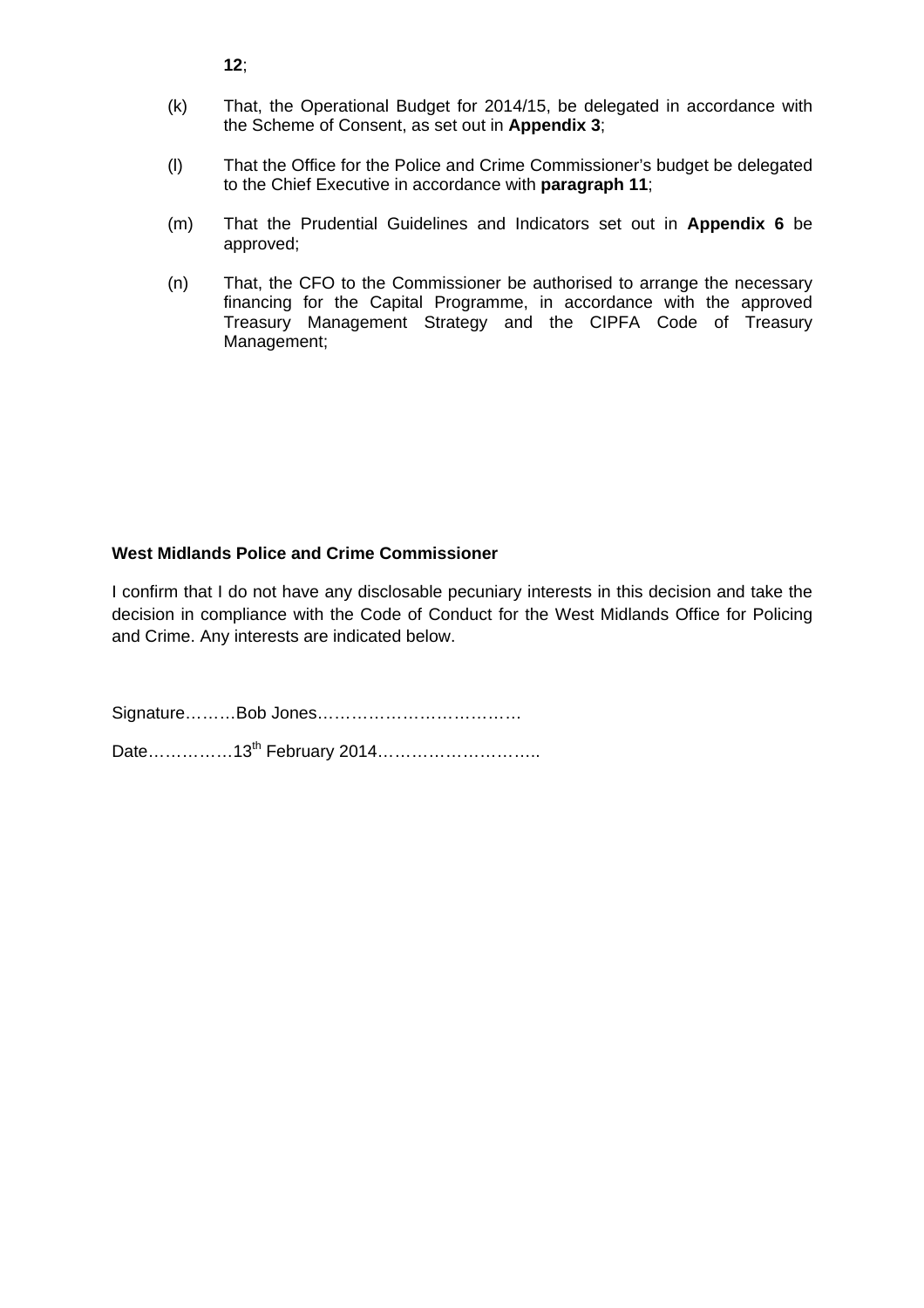**12**;

(k) That, the Operational Budget for 2014/15, be delegated in accordance with the Scheme of Consent, as set out in **Appendix 3**;

(l) That the Office for the Police and Crime Commissioner's budget be delegated to the Chief Executive in accordance with **paragraph 11**;

(m) That the Prudential Guidelines and Indicators set out in **Appendix 6** be approved;

(n) That, the CFO to the Commissioner be authorised to arrange the necessary financing for the Capital Programme, in accordance with the approved Treasury Management Strategy and the CIPFA Code of Treasury Management;

**West Midlands Police and Crime Commissioner**

I confirm that I do not have any disclosable pecuniary interests in this decision and take the decision in compliance with the Code of Conduct for the West Midlands Office for Policing and Crime. Any interests are indicated below.

Signature………Bob Jones……………………………….

Date……………13th February 2014………………………..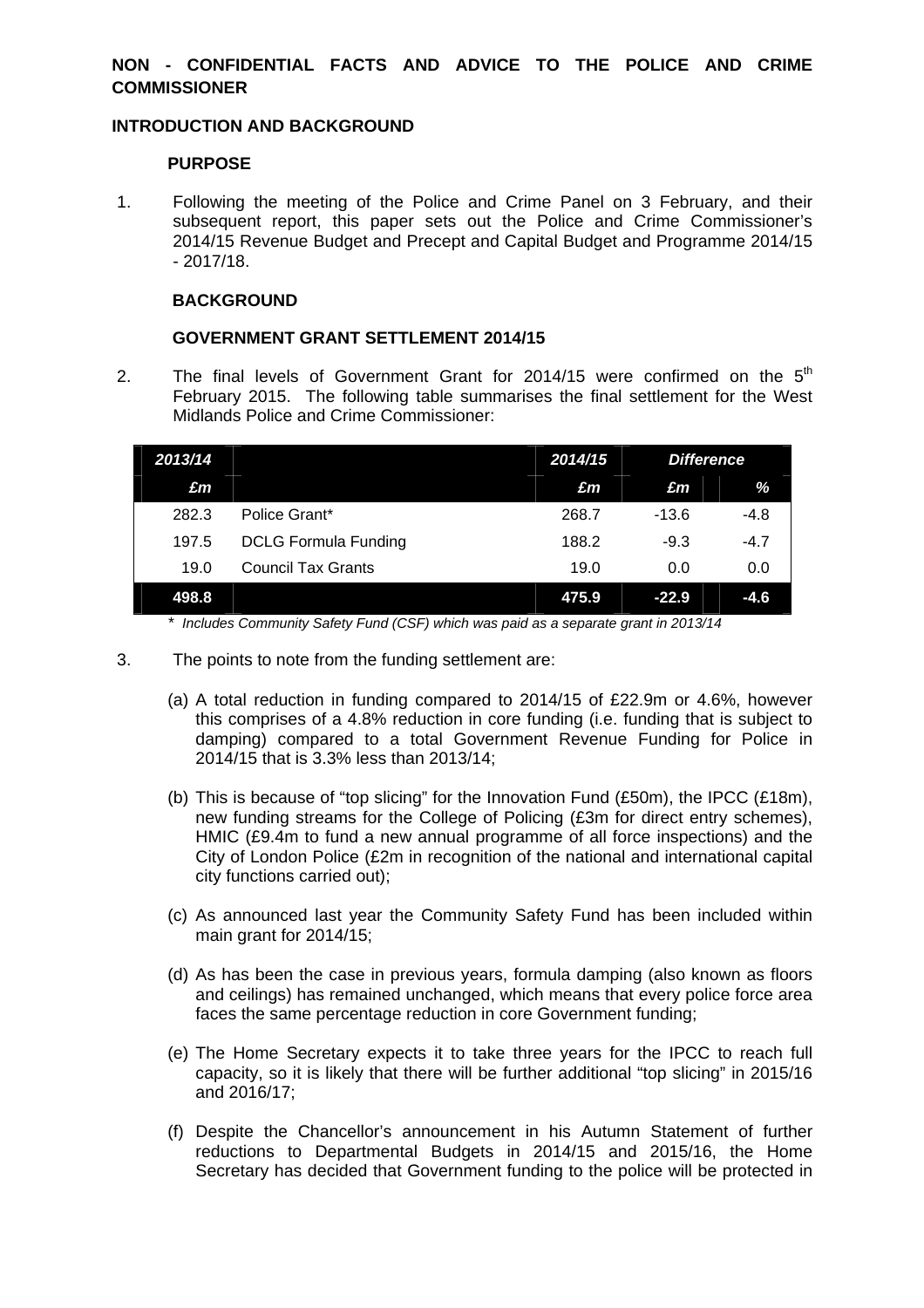**NON - CONFIDENTIAL FACTS AND ADVICE TO THE POLICE AND CRIME COMMISSIONER**

**INTRODUCTION AND BACKGROUND**

**PURPOSE**

1. Following the meeting of the Police and Crime Panel on 3 February, and their subsequent report, this paper sets out the Police and Crime Commissioner's 2014/15 Revenue Budget and Precept and Capital Budget and Programme 2014/15 - 2017/18.

**BACKGROUND**

**GOVERNMENT GRANT SETTLEMENT 2014/15**

2. The final levels of Government Grant for 2014/15 were confirmed on the 5th February 2015. The following table summarises the final settlement for the West Midlands Police and Crime Commissioner:

| *2013/14* | | *2014/15* | *Difference* | |
|---|---|---|---|---|
| *£m* | | *£m* | *£m* | *%* |
| 282.3 | Police Grant* | 268.7 | -13.6 | -4.8 |
| 197.5 | DCLG Formula Funding | 188.2 | -9.3 | -4.7 |
| 19.0 | Council Tax Grants | 19.0 | 0.0 | 0.0 |
| **498.8** | | **475.9** | **-22.9** | **-4.6** |

\* *Includes Community Safety Fund (CSF) which was paid as a separate grant in 2013/14*

3. The points to note from the funding settlement are:

   (a) A total reduction in funding compared to 2014/15 of £22.9m or 4.6%, however this comprises of a 4.8% reduction in core funding (i.e. funding that is subject to damping) compared to a total Government Revenue Funding for Police in 2014/15 that is 3.3% less than 2013/14;

   (b) This is because of "top slicing" for the Innovation Fund (£50m), the IPCC (£18m), new funding streams for the College of Policing (£3m for direct entry schemes), HMIC (£9.4m to fund a new annual programme of all force inspections) and the City of London Police (£2m in recognition of the national and international capital city functions carried out);

   (c) As announced last year the Community Safety Fund has been included within main grant for 2014/15;

   (d) As has been the case in previous years, formula damping (also known as floors and ceilings) has remained unchanged, which means that every police force area faces the same percentage reduction in core Government funding;

   (e) The Home Secretary expects it to take three years for the IPCC to reach full capacity, so it is likely that there will be further additional "top slicing" in 2015/16 and 2016/17;

   (f) Despite the Chancellor's announcement in his Autumn Statement of further reductions to Departmental Budgets in 2014/15 and 2015/16, the Home Secretary has decided that Government funding to the police will be protected in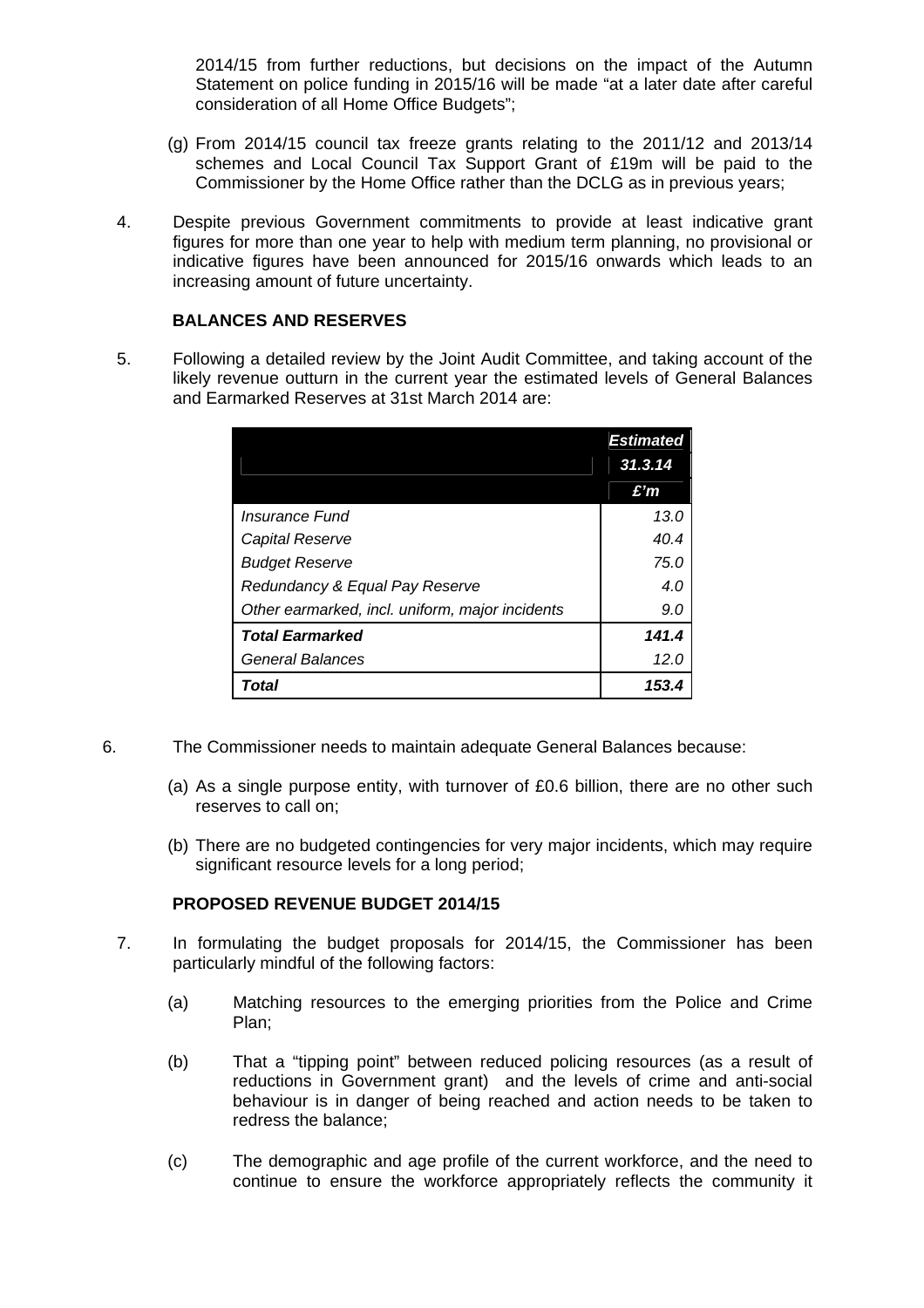2014/15 from further reductions, but decisions on the impact of the Autumn Statement on police funding in 2015/16 will be made "at a later date after careful consideration of all Home Office Budgets";

(g) From 2014/15 council tax freeze grants relating to the 2011/12 and 2013/14 schemes and Local Council Tax Support Grant of £19m will be paid to the Commissioner by the Home Office rather than the DCLG as in previous years;

4. Despite previous Government commitments to provide at least indicative grant figures for more than one year to help with medium term planning, no provisional or indicative figures have been announced for 2015/16 onwards which leads to an increasing amount of future uncertainty.

**BALANCES AND RESERVES**

5. Following a detailed review by the Joint Audit Committee, and taking account of the likely revenue outturn in the current year the estimated levels of General Balances and Earmarked Reserves at 31st March 2014 are:

| | ***Estimated 31.3.14 £'m*** |
|---|---|
| *Insurance Fund* | *13.0* |
| *Capital Reserve* | *40.4* |
| *Budget Reserve* | *75.0* |
| *Redundancy & Equal Pay Reserve* | *4.0* |
| *Other earmarked, incl. uniform, major incidents* | *9.0* |
| ***Total Earmarked*** | ***141.4*** |
| *General Balances* | *12.0* |
| ***Total*** | ***153.4*** |

6. The Commissioner needs to maintain adequate General Balances because:

(a) As a single purpose entity, with turnover of £0.6 billion, there are no other such reserves to call on;

(b) There are no budgeted contingencies for very major incidents, which may require significant resource levels for a long period;

**PROPOSED REVENUE BUDGET 2014/15**

7. In formulating the budget proposals for 2014/15, the Commissioner has been particularly mindful of the following factors:

(a) Matching resources to the emerging priorities from the Police and Crime Plan;

(b) That a "tipping point" between reduced policing resources (as a result of reductions in Government grant) and the levels of crime and anti-social behaviour is in danger of being reached and action needs to be taken to redress the balance;

(c) The demographic and age profile of the current workforce, and the need to continue to ensure the workforce appropriately reflects the community it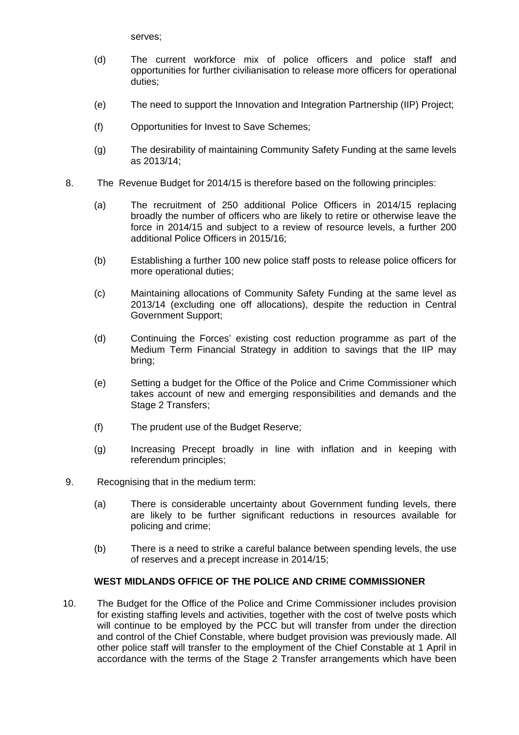serves;

(d) The current workforce mix of police officers and police staff and opportunities for further civilianisation to release more officers for operational duties;

(e) The need to support the Innovation and Integration Partnership (IIP) Project;

(f) Opportunities for Invest to Save Schemes;

(g) The desirability of maintaining Community Safety Funding at the same levels as 2013/14;

8. The Revenue Budget for 2014/15 is therefore based on the following principles:

(a) The recruitment of 250 additional Police Officers in 2014/15 replacing broadly the number of officers who are likely to retire or otherwise leave the force in 2014/15 and subject to a review of resource levels, a further 200 additional Police Officers in 2015/16;

(b) Establishing a further 100 new police staff posts to release police officers for more operational duties;

(c) Maintaining allocations of Community Safety Funding at the same level as 2013/14 (excluding one off allocations), despite the reduction in Central Government Support;

(d) Continuing the Forces' existing cost reduction programme as part of the Medium Term Financial Strategy in addition to savings that the IIP may bring;

(e) Setting a budget for the Office of the Police and Crime Commissioner which takes account of new and emerging responsibilities and demands and the Stage 2 Transfers;

(f) The prudent use of the Budget Reserve;

(g) Increasing Precept broadly in line with inflation and in keeping with referendum principles;

9. Recognising that in the medium term:

(a) There is considerable uncertainty about Government funding levels, there are likely to be further significant reductions in resources available for policing and crime;

(b) There is a need to strike a careful balance between spending levels, the use of reserves and a precept increase in 2014/15;

**WEST MIDLANDS OFFICE OF THE POLICE AND CRIME COMMISSIONER**

10. The Budget for the Office of the Police and Crime Commissioner includes provision for existing staffing levels and activities, together with the cost of twelve posts which will continue to be employed by the PCC but will transfer from under the direction and control of the Chief Constable, where budget provision was previously made. All other police staff will transfer to the employment of the Chief Constable at 1 April in accordance with the terms of the Stage 2 Transfer arrangements which have been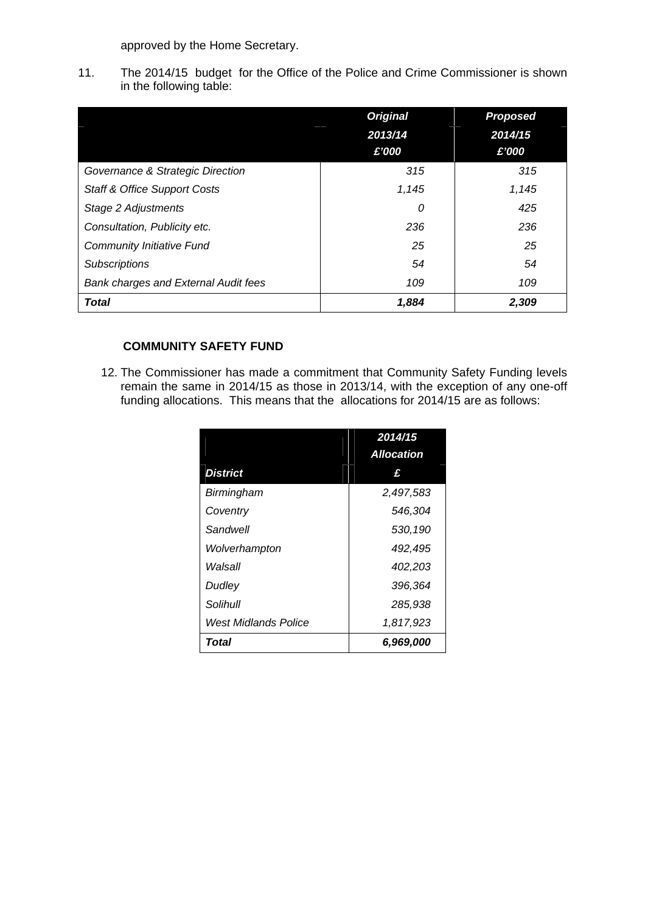approved by the Home Secretary.

11. The 2014/15 budget for the Office of the Police and Crime Commissioner is shown in the following table:

| | *Original 2013/14 £'000* | *Proposed 2014/15 £'000* |
|---|---|---|
| *Governance & Strategic Direction* | *315* | *315* |
| *Staff & Office Support Costs* | *1,145* | *1,145* |
| *Stage 2 Adjustments* | *0* | *425* |
| *Consultation, Publicity etc.* | *236* | *236* |
| *Community Initiative Fund* | *25* | *25* |
| *Subscriptions* | *54* | *54* |
| *Bank charges and External Audit fees* | *109* | *109* |
| ***Total*** | ***1,884*** | ***2,309*** |

**COMMUNITY SAFETY FUND**

12. The Commissioner has made a commitment that Community Safety Funding levels remain the same in 2014/15 as those in 2013/14, with the exception of any one-off funding allocations. This means that the allocations for 2014/15 are as follows:

| *District* | *2014/15 Allocation £* |
|---|---|
| *Birmingham* | *2,497,583* |
| *Coventry* | *546,304* |
| *Sandwell* | *530,190* |
| *Wolverhampton* | *492,495* |
| *Walsall* | *402,203* |
| *Dudley* | *396,364* |
| *Solihull* | *285,938* |
| *West Midlands Police* | *1,817,923* |
| ***Total*** | ***6,969,000*** |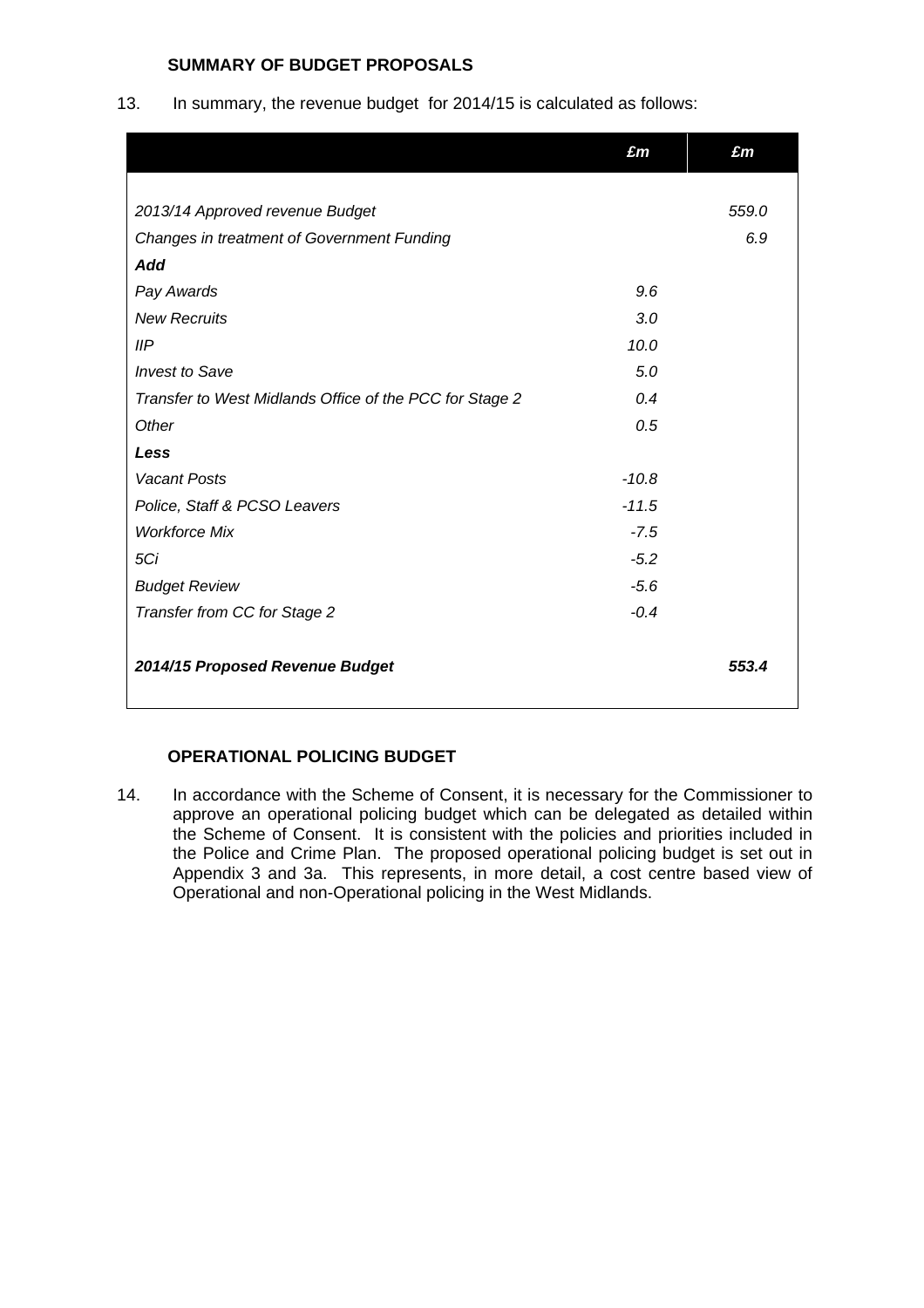### SUMMARY OF BUDGET PROPOSALS

13. In summary, the revenue budget for 2014/15 is calculated as follows:

| | *£m* | *£m* |
|---|---|---|
| *2013/14 Approved revenue Budget* | | *559.0* |
| *Changes in treatment of Government Funding* | | *6.9* |
| ***Add*** | | |
| *Pay Awards* | *9.6* | |
| *New Recruits* | *3.0* | |
| *IIP* | *10.0* | |
| *Invest to Save* | *5.0* | |
| *Transfer to West Midlands Office of the PCC for Stage 2* | *0.4* | |
| *Other* | *0.5* | |
| ***Less*** | | |
| *Vacant Posts* | *-10.8* | |
| *Police, Staff & PCSO Leavers* | *-11.5* | |
| *Workforce Mix* | *-7.5* | |
| *5Ci* | *-5.2* | |
| *Budget Review* | *-5.6* | |
| *Transfer from CC for Stage 2* | *-0.4* | |
| ***2014/15 Proposed Revenue Budget*** | | ***553.4*** |

### OPERATIONAL POLICING BUDGET

14. In accordance with the Scheme of Consent, it is necessary for the Commissioner to approve an operational policing budget which can be delegated as detailed within the Scheme of Consent. It is consistent with the policies and priorities included in the Police and Crime Plan. The proposed operational policing budget is set out in Appendix 3 and 3a. This represents, in more detail, a cost centre based view of Operational and non-Operational policing in the West Midlands.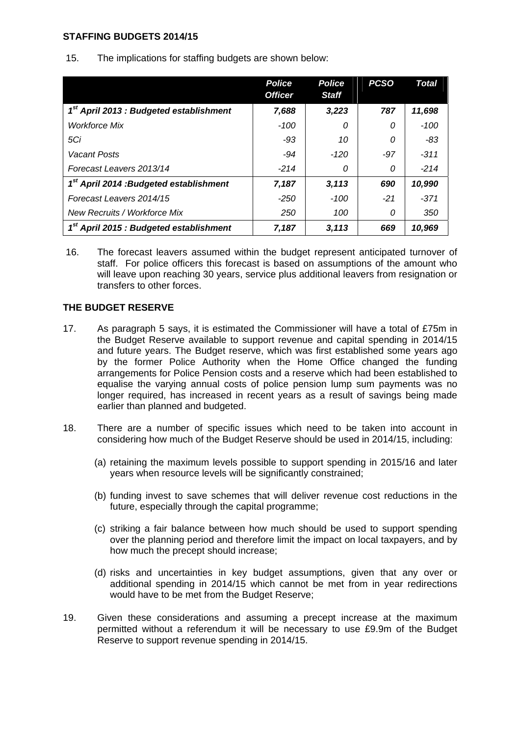## STAFFING BUDGETS 2014/15

15. The implications for staffing budgets are shown below:

| | *Police Officer* | *Police Staff* | *PCSO* | *Total* |
|---|---|---|---|---|
| ***1st April 2013 : Budgeted establishment*** | ***7,688*** | ***3,223*** | ***787*** | ***11,698*** |
| *Workforce Mix* | *-100* | *0* | *0* | *-100* |
| *5Ci* | *-93* | *10* | *0* | *-83* |
| *Vacant Posts* | *-94* | *-120* | *-97* | *-311* |
| *Forecast Leavers 2013/14* | *-214* | *0* | *0* | *-214* |
| ***1st April 2014 :Budgeted establishment*** | ***7,187*** | ***3,113*** | ***690*** | ***10,990*** |
| *Forecast Leavers 2014/15* | *-250* | *-100* | *-21* | *-371* |
| *New Recruits / Workforce Mix* | *250* | *100* | *0* | *350* |
| ***1st April 2015 : Budgeted establishment*** | ***7,187*** | ***3,113*** | ***669*** | ***10,969*** |

16. The forecast leavers assumed within the budget represent anticipated turnover of staff. For police officers this forecast is based on assumptions of the amount who will leave upon reaching 30 years, service plus additional leavers from resignation or transfers to other forces.

## THE BUDGET RESERVE

17. As paragraph 5 says, it is estimated the Commissioner will have a total of £75m in the Budget Reserve available to support revenue and capital spending in 2014/15 and future years. The Budget reserve, which was first established some years ago by the former Police Authority when the Home Office changed the funding arrangements for Police Pension costs and a reserve which had been established to equalise the varying annual costs of police pension lump sum payments was no longer required, has increased in recent years as a result of savings being made earlier than planned and budgeted.

18. There are a number of specific issues which need to be taken into account in considering how much of the Budget Reserve should be used in 2014/15, including:

    (a) retaining the maximum levels possible to support spending in 2015/16 and later years when resource levels will be significantly constrained;

    (b) funding invest to save schemes that will deliver revenue cost reductions in the future, especially through the capital programme;

    (c) striking a fair balance between how much should be used to support spending over the planning period and therefore limit the impact on local taxpayers, and by how much the precept should increase;

    (d) risks and uncertainties in key budget assumptions, given that any over or additional spending in 2014/15 which cannot be met from in year redirections would have to be met from the Budget Reserve;

19. Given these considerations and assuming a precept increase at the maximum permitted without a referendum it will be necessary to use £9.9m of the Budget Reserve to support revenue spending in 2014/15.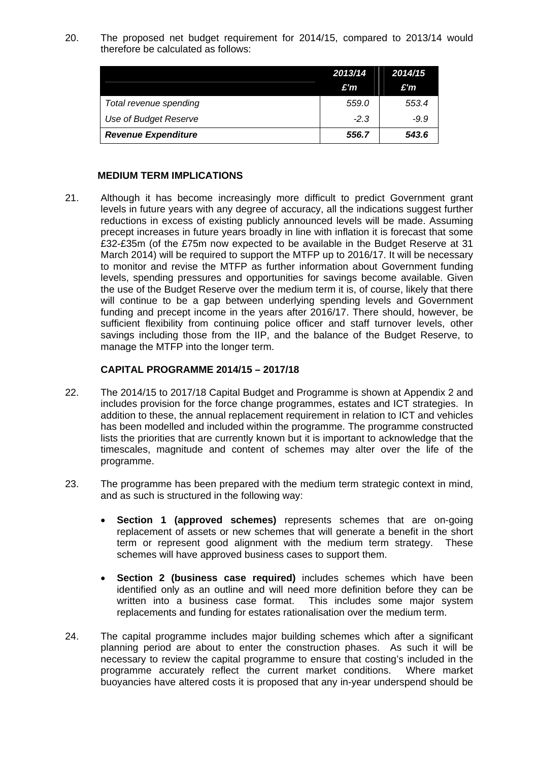20. The proposed net budget requirement for 2014/15, compared to 2013/14 would therefore be calculated as follows:

| | *2013/14* *£'m* | *2014/15* *£'m* |
|---|---|---|
| *Total revenue spending* | *559.0* | *553.4* |
| *Use of Budget Reserve* | *-2.3* | *-9.9* |
| ***Revenue Expenditure*** | ***556.7*** | ***543.6*** |

**MEDIUM TERM IMPLICATIONS**

21. Although it has become increasingly more difficult to predict Government grant levels in future years with any degree of accuracy, all the indications suggest further reductions in excess of existing publicly announced levels will be made. Assuming precept increases in future years broadly in line with inflation it is forecast that some £32-£35m (of the £75m now expected to be available in the Budget Reserve at 31 March 2014) will be required to support the MTFP up to 2016/17. It will be necessary to monitor and revise the MTFP as further information about Government funding levels, spending pressures and opportunities for savings become available. Given the use of the Budget Reserve over the medium term it is, of course, likely that there will continue to be a gap between underlying spending levels and Government funding and precept income in the years after 2016/17. There should, however, be sufficient flexibility from continuing police officer and staff turnover levels, other savings including those from the IIP, and the balance of the Budget Reserve, to manage the MTFP into the longer term.

**CAPITAL PROGRAMME 2014/15 – 2017/18**

22. The 2014/15 to 2017/18 Capital Budget and Programme is shown at Appendix 2 and includes provision for the force change programmes, estates and ICT strategies. In addition to these, the annual replacement requirement in relation to ICT and vehicles has been modelled and included within the programme. The programme constructed lists the priorities that are currently known but it is important to acknowledge that the timescales, magnitude and content of schemes may alter over the life of the programme.

23. The programme has been prepared with the medium term strategic context in mind, and as such is structured in the following way:

- **Section 1 (approved schemes)** represents schemes that are on-going replacement of assets or new schemes that will generate a benefit in the short term or represent good alignment with the medium term strategy. These schemes will have approved business cases to support them.
- **Section 2 (business case required)** includes schemes which have been identified only as an outline and will need more definition before they can be written into a business case format. This includes some major system replacements and funding for estates rationalisation over the medium term.

24. The capital programme includes major building schemes which after a significant planning period are about to enter the construction phases. As such it will be necessary to review the capital programme to ensure that costing's included in the programme accurately reflect the current market conditions. Where market buoyancies have altered costs it is proposed that any in-year underspend should be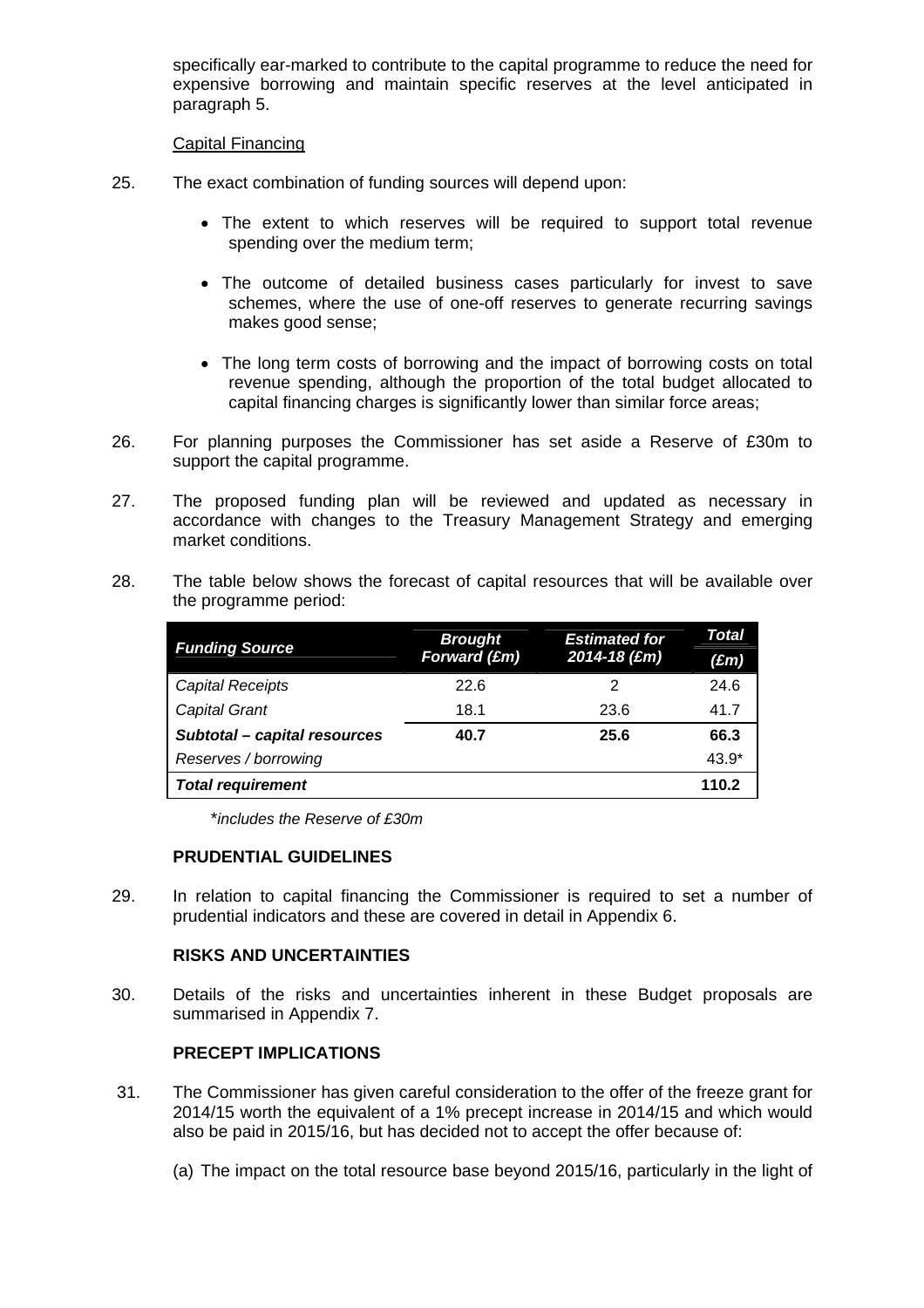specifically ear-marked to contribute to the capital programme to reduce the need for expensive borrowing and maintain specific reserves at the level anticipated in paragraph 5.

Capital Financing

25. The exact combination of funding sources will depend upon:

- The extent to which reserves will be required to support total revenue spending over the medium term;
- The outcome of detailed business cases particularly for invest to save schemes, where the use of one-off reserves to generate recurring savings makes good sense;
- The long term costs of borrowing and the impact of borrowing costs on total revenue spending, although the proportion of the total budget allocated to capital financing charges is significantly lower than similar force areas;

26. For planning purposes the Commissioner has set aside a Reserve of £30m to support the capital programme.

27. The proposed funding plan will be reviewed and updated as necessary in accordance with changes to the Treasury Management Strategy and emerging market conditions.

28. The table below shows the forecast of capital resources that will be available over the programme period:

| *Funding Source* | *Brought Forward (£m)* | *Estimated for 2014-18 (£m)* | *Total (£m)* |
|---|---|---|---|
| *Capital Receipts* | 22.6 | 2 | 24.6 |
| *Capital Grant* | 18.1 | 23.6 | 41.7 |
| ***Subtotal – capital resources*** | **40.7** | **25.6** | **66.3** |
| *Reserves / borrowing* | | | 43.9* |
| ***Total requirement*** | | | **110.2** |

\*includes the Reserve of £30m*

### PRUDENTIAL GUIDELINES

29. In relation to capital financing the Commissioner is required to set a number of prudential indicators and these are covered in detail in Appendix 6.

### RISKS AND UNCERTAINTIES

30. Details of the risks and uncertainties inherent in these Budget proposals are summarised in Appendix 7.

### PRECEPT IMPLICATIONS

31. The Commissioner has given careful consideration to the offer of the freeze grant for 2014/15 worth the equivalent of a 1% precept increase in 2014/15 and which would also be paid in 2015/16, but has decided not to accept the offer because of:

(a) The impact on the total resource base beyond 2015/16, particularly in the light of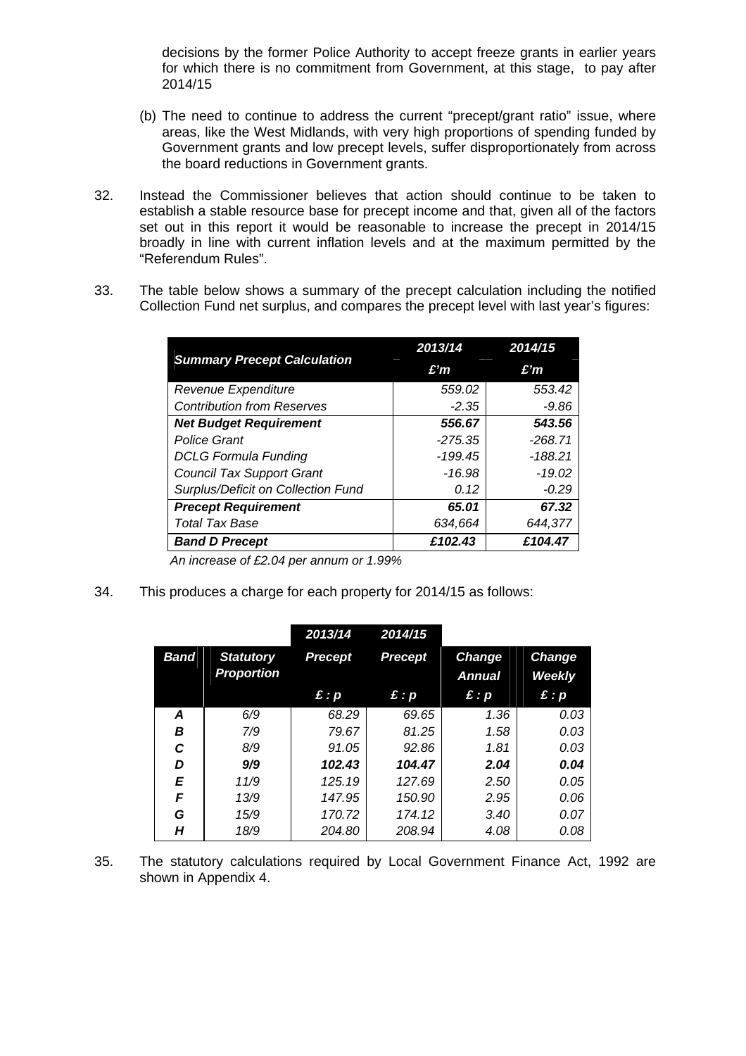decisions by the former Police Authority to accept freeze grants in earlier years for which there is no commitment from Government, at this stage, to pay after 2014/15

(b) The need to continue to address the current "precept/grant ratio" issue, where areas, like the West Midlands, with very high proportions of spending funded by Government grants and low precept levels, suffer disproportionately from across the board reductions in Government grants.

32. Instead the Commissioner believes that action should continue to be taken to establish a stable resource base for precept income and that, given all of the factors set out in this report it would be reasonable to increase the precept in 2014/15 broadly in line with current inflation levels and at the maximum permitted by the "Referendum Rules".

33. The table below shows a summary of the precept calculation including the notified Collection Fund net surplus, and compares the precept level with last year's figures:

| *Summary Precept Calculation* | *2013/14* | *2014/15* |
|---|---|---|
| | *£'m* | *£'m* |
| *Revenue Expenditure* | *559.02* | *553.42* |
| *Contribution from Reserves* | *-2.35* | *-9.86* |
| ***Net Budget Requirement*** | ***556.67*** | ***543.56*** |
| *Police Grant* | *-275.35* | *-268.71* |
| *DCLG Formula Funding* | *-199.45* | *-188.21* |
| *Council Tax Support Grant* | *-16.98* | *-19.02* |
| *Surplus/Deficit on Collection Fund* | *0.12* | *-0.29* |
| ***Precept Requirement*** | ***65.01*** | ***67.32*** |
| *Total Tax Base* | *634,664* | *644,377* |
| ***Band D Precept*** | ***£102.43*** | ***£104.47*** |

*An increase of £2.04 per annum or 1.99%*

34. This produces a charge for each property for 2014/15 as follows:

| *Band* | *Statutory Proportion* | *2013/14 Precept* | *2014/15 Precept* | *Change Annual* | *Change Weekly* |
|---|---|---|---|---|---|
| | | *£ : p* | *£ : p* | *£ : p* | *£ : p* |
| ***A*** | *6/9* | *68.29* | *69.65* | *1.36* | *0.03* |
| ***B*** | *7/9* | *79.67* | *81.25* | *1.58* | *0.03* |
| ***C*** | *8/9* | *91.05* | *92.86* | *1.81* | *0.03* |
| ***D*** | ***9/9*** | ***102.43*** | ***104.47*** | ***2.04*** | ***0.04*** |
| ***E*** | *11/9* | *125.19* | *127.69* | *2.50* | *0.05* |
| ***F*** | *13/9* | *147.95* | *150.90* | *2.95* | *0.06* |
| ***G*** | *15/9* | *170.72* | *174.12* | *3.40* | *0.07* |
| ***H*** | *18/9* | *204.80* | *208.94* | *4.08* | *0.08* |

35. The statutory calculations required by Local Government Finance Act, 1992 are shown in Appendix 4.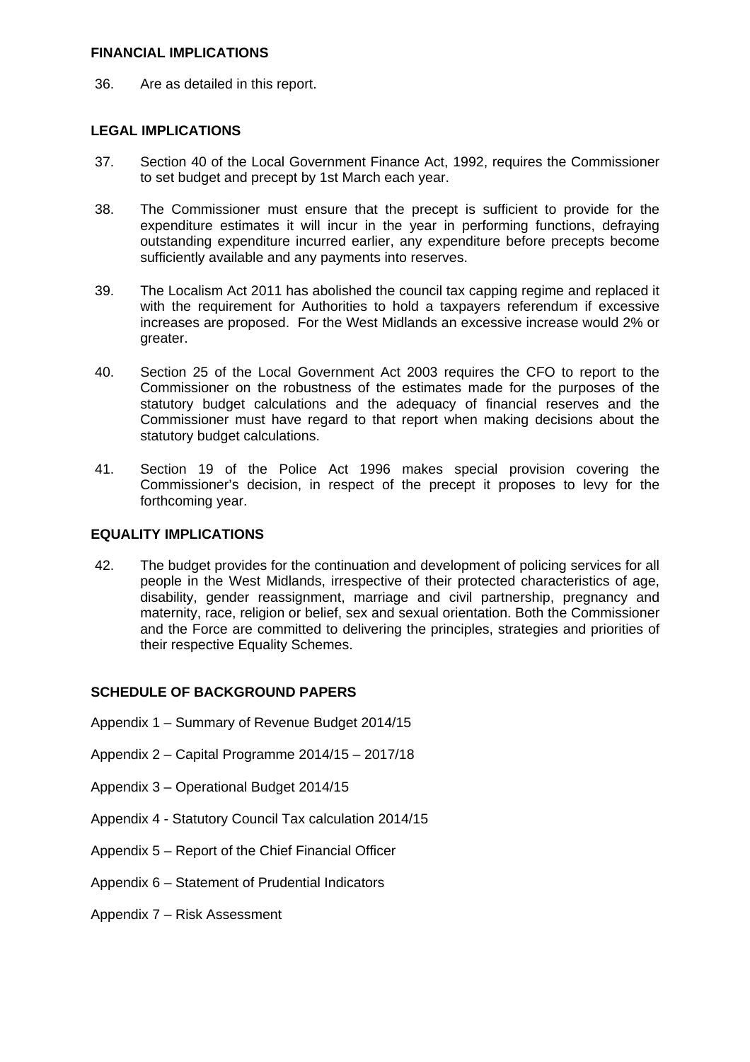**FINANCIAL IMPLICATIONS**

36. Are as detailed in this report.

**LEGAL IMPLICATIONS**

37. Section 40 of the Local Government Finance Act, 1992, requires the Commissioner to set budget and precept by 1st March each year.

38. The Commissioner must ensure that the precept is sufficient to provide for the expenditure estimates it will incur in the year in performing functions, defraying outstanding expenditure incurred earlier, any expenditure before precepts become sufficiently available and any payments into reserves.

39. The Localism Act 2011 has abolished the council tax capping regime and replaced it with the requirement for Authorities to hold a taxpayers referendum if excessive increases are proposed. For the West Midlands an excessive increase would 2% or greater.

40. Section 25 of the Local Government Act 2003 requires the CFO to report to the Commissioner on the robustness of the estimates made for the purposes of the statutory budget calculations and the adequacy of financial reserves and the Commissioner must have regard to that report when making decisions about the statutory budget calculations.

41. Section 19 of the Police Act 1996 makes special provision covering the Commissioner's decision, in respect of the precept it proposes to levy for the forthcoming year.

**EQUALITY IMPLICATIONS**

42. The budget provides for the continuation and development of policing services for all people in the West Midlands, irrespective of their protected characteristics of age, disability, gender reassignment, marriage and civil partnership, pregnancy and maternity, race, religion or belief, sex and sexual orientation. Both the Commissioner and the Force are committed to delivering the principles, strategies and priorities of their respective Equality Schemes.

**SCHEDULE OF BACKGROUND PAPERS**

Appendix 1 – Summary of Revenue Budget 2014/15

Appendix 2 – Capital Programme 2014/15 – 2017/18

Appendix 3 – Operational Budget 2014/15

Appendix 4 - Statutory Council Tax calculation 2014/15

Appendix 5 – Report of the Chief Financial Officer

Appendix 6 – Statement of Prudential Indicators

Appendix 7 – Risk Assessment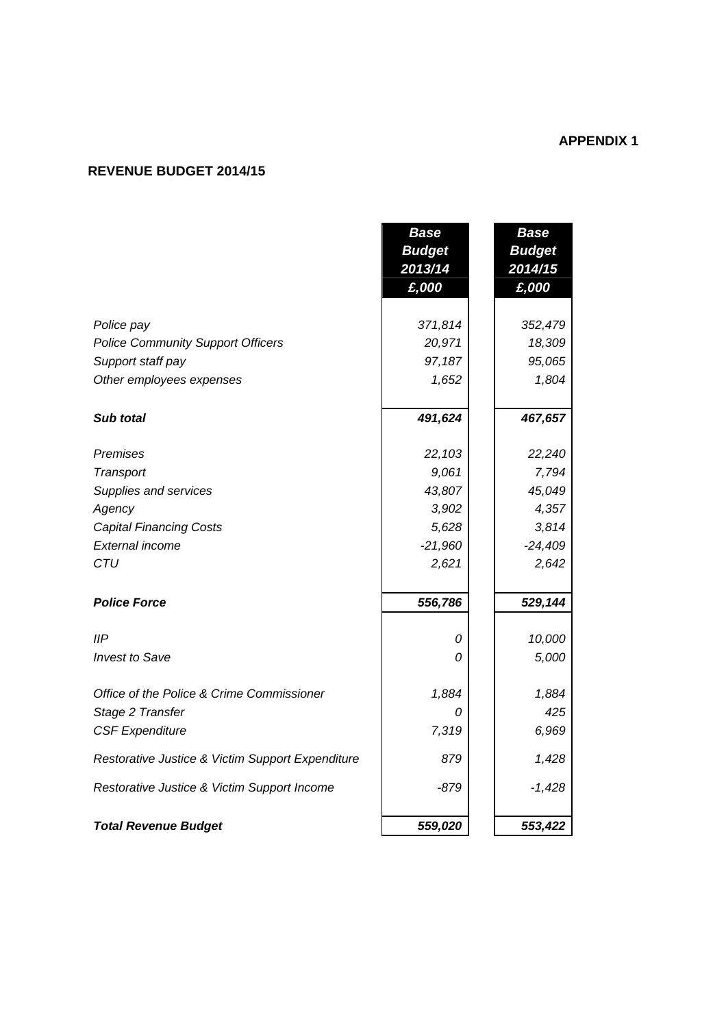**APPENDIX 1**

**REVENUE BUDGET 2014/15**

| | ***Base Budget 2013/14 £,000*** | ***Base Budget 2014/15 £,000*** |
|---|---|---|
| *Police pay* | *371,814* | *352,479* |
| *Police Community Support Officers* | *20,971* | *18,309* |
| *Support staff pay* | *97,187* | *95,065* |
| *Other employees expenses* | *1,652* | *1,804* |
| ***Sub total*** | ***491,624*** | ***467,657*** |
| *Premises* | *22,103* | *22,240* |
| *Transport* | *9,061* | *7,794* |
| *Supplies and services* | *43,807* | *45,049* |
| *Agency* | *3,902* | *4,357* |
| *Capital Financing Costs* | *5,628* | *3,814* |
| *External income* | *-21,960* | *-24,409* |
| *CTU* | *2,621* | *2,642* |
| ***Police Force*** | ***556,786*** | ***529,144*** |
| *IIP* | *0* | *10,000* |
| *Invest to Save* | *0* | *5,000* |
| *Office of the Police & Crime Commissioner* | *1,884* | *1,884* |
| *Stage 2 Transfer* | *0* | *425* |
| *CSF Expenditure* | *7,319* | *6,969* |
| *Restorative Justice & Victim Support Expenditure* | *879* | *1,428* |
| *Restorative Justice & Victim Support Income* | *-879* | *-1,428* |
| ***Total Revenue Budget*** | ***559,020*** | ***553,422*** |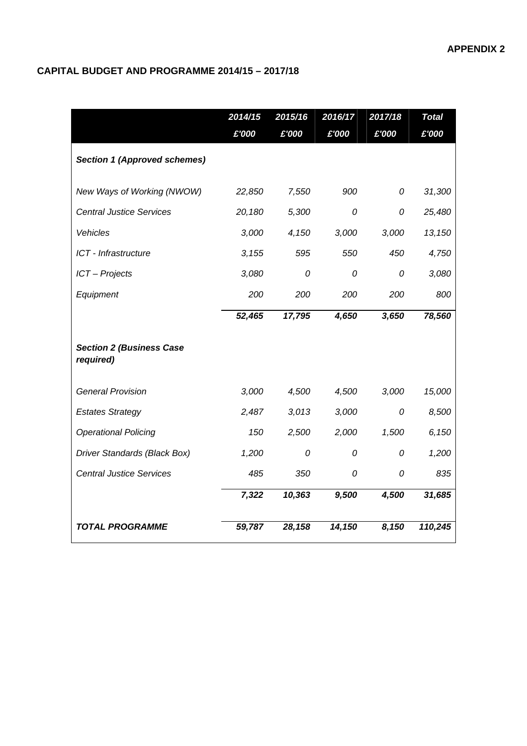**APPENDIX 2**

**CAPITAL BUDGET AND PROGRAMME 2014/15 – 2017/18**

| | *2014/15* | *2015/16* | *2016/17* | *2017/18* | *Total* |
|---|---|---|---|---|---|
| | *£'000* | *£'000* | *£'000* | *£'000* | *£'000* |
| ***Section 1 (Approved schemes)*** | | | | | |
| *New Ways of Working (NWOW)* | *22,850* | *7,550* | *900* | *0* | *31,300* |
| *Central Justice Services* | *20,180* | *5,300* | *0* | *0* | *25,480* |
| *Vehicles* | *3,000* | *4,150* | *3,000* | *3,000* | *13,150* |
| *ICT - Infrastructure* | *3,155* | *595* | *550* | *450* | *4,750* |
| *ICT – Projects* | *3,080* | *0* | *0* | *0* | *3,080* |
| *Equipment* | *200* | *200* | *200* | *200* | *800* |
| | ***52,465*** | ***17,795*** | ***4,650*** | ***3,650*** | ***78,560*** |
| ***Section 2 (Business Case required)*** | | | | | |
| *General Provision* | *3,000* | *4,500* | *4,500* | *3,000* | *15,000* |
| *Estates Strategy* | *2,487* | *3,013* | *3,000* | *0* | *8,500* |
| *Operational Policing* | *150* | *2,500* | *2,000* | *1,500* | *6,150* |
| *Driver Standards (Black Box)* | *1,200* | *0* | *0* | *0* | *1,200* |
| *Central Justice Services* | *485* | *350* | *0* | *0* | *835* |
| | ***7,322*** | ***10,363*** | ***9,500*** | ***4,500*** | ***31,685*** |
| ***TOTAL PROGRAMME*** | ***59,787*** | ***28,158*** | ***14,150*** | ***8,150*** | ***110,245*** |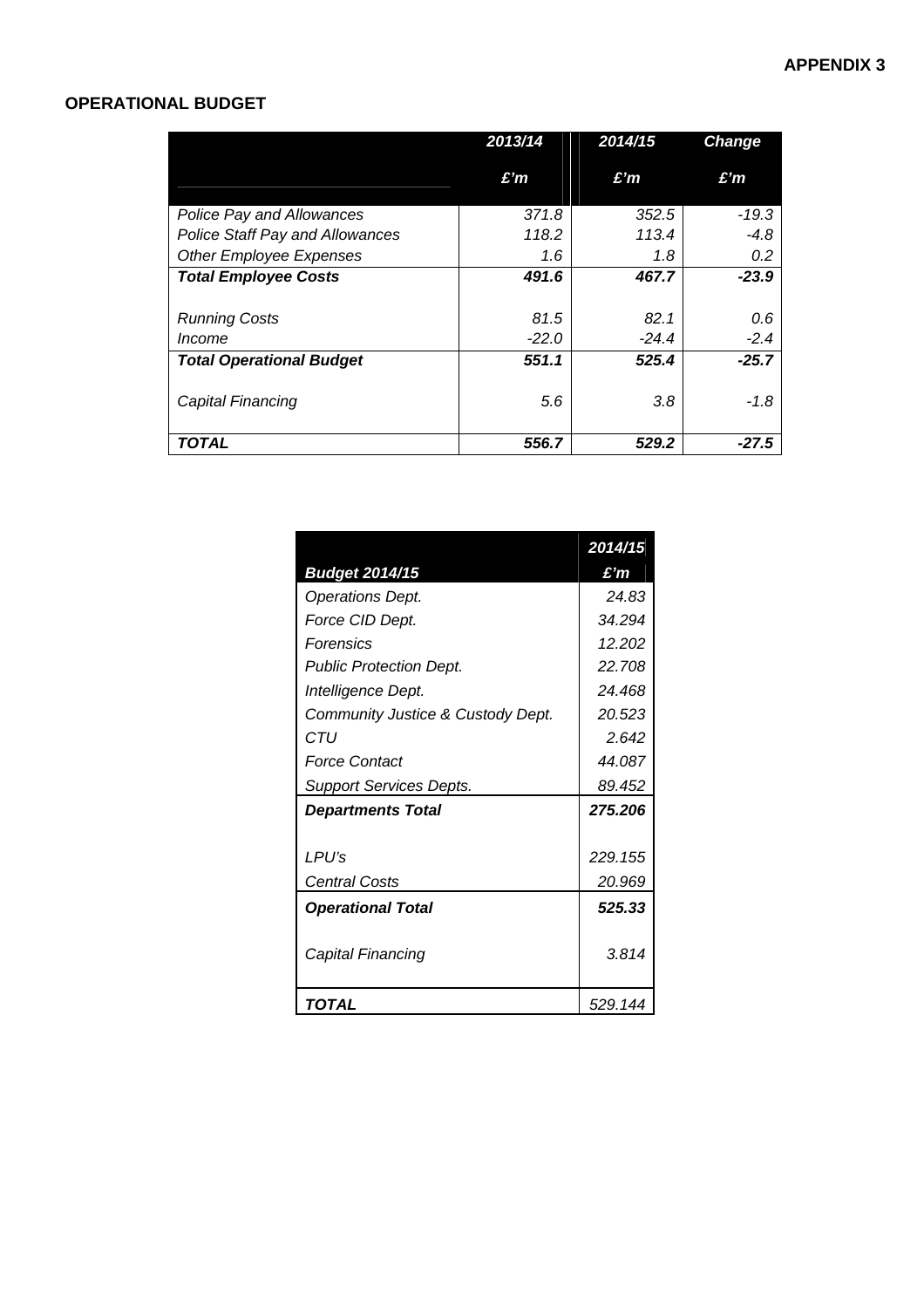**APPENDIX 3**

## OPERATIONAL BUDGET

| | *2013/14* | *2014/15* | *Change* |
|---|---|---|---|
| | *£'m* | *£'m* | *£'m* |
| *Police Pay and Allowances* | *371.8* | *352.5* | *-19.3* |
| *Police Staff Pay and Allowances* | *118.2* | *113.4* | *-4.8* |
| *Other Employee Expenses* | *1.6* | *1.8* | *0.2* |
| ***Total Employee Costs*** | ***491.6*** | ***467.7*** | ***-23.9*** |
| *Running Costs* | *81.5* | *82.1* | *0.6* |
| *Income* | *-22.0* | *-24.4* | *-2.4* |
| ***Total Operational Budget*** | ***551.1*** | ***525.4*** | ***-25.7*** |
| *Capital Financing* | *5.6* | *3.8* | *-1.8* |
| ***TOTAL*** | ***556.7*** | ***529.2*** | ***-27.5*** |

| | *2014/15* |
|---|---|
| ***Budget 2014/15*** | ***£'m*** |
| *Operations Dept.* | *24.83* |
| *Force CID Dept.* | *34.294* |
| *Forensics* | *12.202* |
| *Public Protection Dept.* | *22.708* |
| *Intelligence Dept.* | *24.468* |
| *Community Justice & Custody Dept.* | *20.523* |
| *CTU* | *2.642* |
| *Force Contact* | *44.087* |
| *Support Services Depts.* | *89.452* |
| ***Departments Total*** | ***275.206*** |
| *LPU's* | *229.155* |
| *Central Costs* | *20.969* |
| ***Operational Total*** | ***525.33*** |
| *Capital Financing* | *3.814* |
| ***TOTAL*** | *529.144* |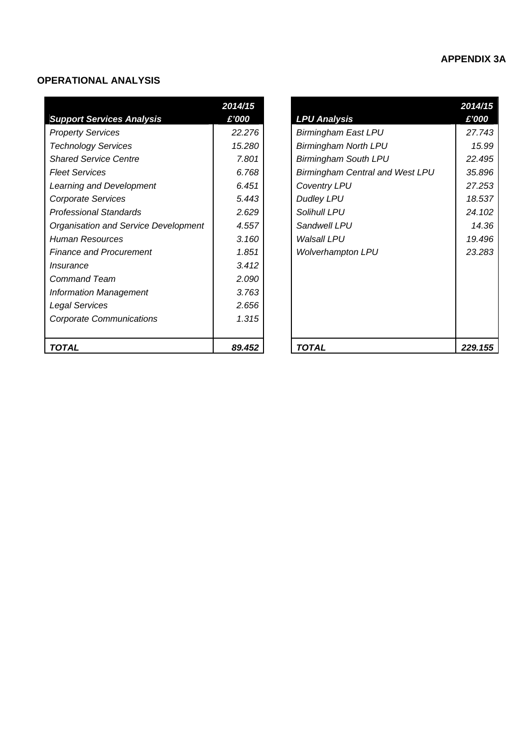**APPENDIX 3A**

## OPERATIONAL ANALYSIS

| *Support Services Analysis* | *2014/15 £'000* |
|---|---|
| *Property Services* | *22.276* |
| *Technology Services* | *15.280* |
| *Shared Service Centre* | *7.801* |
| *Fleet Services* | *6.768* |
| *Learning and Development* | *6.451* |
| *Corporate Services* | *5.443* |
| *Professional Standards* | *2.629* |
| *Organisation and Service Development* | *4.557* |
| *Human Resources* | *3.160* |
| *Finance and Procurement* | *1.851* |
| *Insurance* | *3.412* |
| *Command Team* | *2.090* |
| *Information Management* | *3.763* |
| *Legal Services* | *2.656* |
| *Corporate Communications* | *1.315* |
| ***TOTAL*** | ***89.452*** |

| *LPU Analysis* | *2014/15 £'000* |
|---|---|
| *Birmingham East LPU* | *27.743* |
| *Birmingham North LPU* | *15.99* |
| *Birmingham South LPU* | *22.495* |
| *Birmingham Central and West LPU* | *35.896* |
| *Coventry LPU* | *27.253* |
| *Dudley LPU* | *18.537* |
| *Solihull LPU* | *24.102* |
| *Sandwell LPU* | *14.36* |
| *Walsall LPU* | *19.496* |
| *Wolverhampton LPU* | *23.283* |
| ***TOTAL*** | ***229.155*** |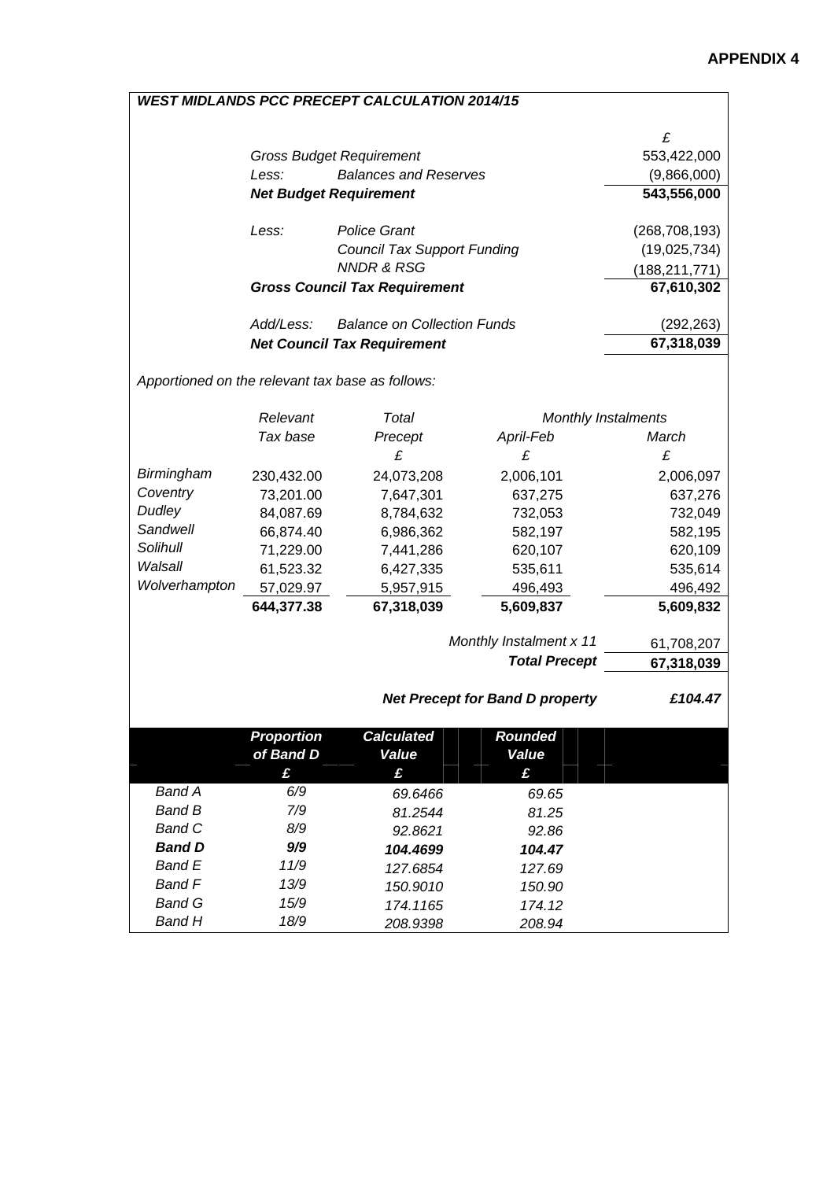**APPENDIX 4**

***WEST MIDLANDS PCC PRECEPT CALCULATION 2014/15***

| | | £ |
|---|---|---|
| *Gross Budget Requirement* | | 553,422,000 |
| *Less:* | *Balances and Reserves* | (9,866,000) |
| ***Net Budget Requirement*** | | **543,556,000** |
| *Less:* | *Police Grant* | (268,708,193) |
| | *Council Tax Support Funding* | (19,025,734) |
| | *NNDR & RSG* | (188,211,771) |
| ***Gross Council Tax Requirement*** | | **67,610,302** |
| *Add/Less:* | *Balance on Collection Funds* | (292,263) |
| ***Net Council Tax Requirement*** | | **67,318,039** |

*Apportioned on the relevant tax base as follows:*

| | *Relevant Tax base* | *Total Precept* | *Monthly Instalments April-Feb* | *Monthly Instalments March* |
|---|---|---|---|---|
| | | *£* | *£* | *£* |
| *Birmingham* | 230,432.00 | 24,073,208 | 2,006,101 | 2,006,097 |
| *Coventry* | 73,201.00 | 7,647,301 | 637,275 | 637,276 |
| *Dudley* | 84,087.69 | 8,784,632 | 732,053 | 732,049 |
| *Sandwell* | 66,874.40 | 6,986,362 | 582,197 | 582,195 |
| *Solihull* | 71,229.00 | 7,441,286 | 620,107 | 620,109 |
| *Walsall* | 61,523.32 | 6,427,335 | 535,611 | 535,614 |
| *Wolverhampton* | 57,029.97 | 5,957,915 | 496,493 | 496,492 |
| | **644,377.38** | **67,318,039** | **5,609,837** | **5,609,832** |

| | |
|---|---|
| *Monthly Instalment x 11* | 61,708,207 |
| ***Total Precept*** | **67,318,039** |
| ***Net Precept for Band D property*** | ***£104.47*** |

| | ***Proportion of Band D*** | ***Calculated Value*** | ***Rounded Value*** |
|---|---|---|---|
| | ***£*** | ***£*** | ***£*** |
| *Band A* | *6/9* | *69.6466* | *69.65* |
| *Band B* | *7/9* | *81.2544* | *81.25* |
| *Band C* | *8/9* | *92.8621* | *92.86* |
| ***Band D*** | ***9/9*** | ***104.4699*** | ***104.47*** |
| *Band E* | *11/9* | *127.6854* | *127.69* |
| *Band F* | *13/9* | *150.9010* | *150.90* |
| *Band G* | *15/9* | *174.1165* | *174.12* |
| *Band H* | *18/9* | *208.9398* | *208.94* |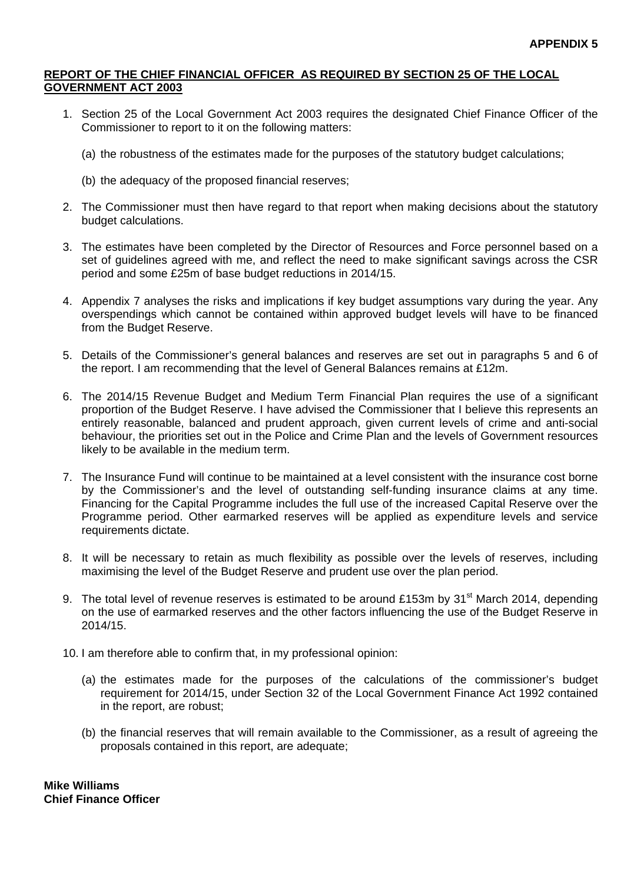**APPENDIX 5**

**REPORT OF THE CHIEF FINANCIAL OFFICER AS REQUIRED BY SECTION 25 OF THE LOCAL GOVERNMENT ACT 2003**

1. Section 25 of the Local Government Act 2003 requires the designated Chief Finance Officer of the Commissioner to report to it on the following matters:

   (a) the robustness of the estimates made for the purposes of the statutory budget calculations;

   (b) the adequacy of the proposed financial reserves;

2. The Commissioner must then have regard to that report when making decisions about the statutory budget calculations.

3. The estimates have been completed by the Director of Resources and Force personnel based on a set of guidelines agreed with me, and reflect the need to make significant savings across the CSR period and some £25m of base budget reductions in 2014/15.

4. Appendix 7 analyses the risks and implications if key budget assumptions vary during the year. Any overspendings which cannot be contained within approved budget levels will have to be financed from the Budget Reserve.

5. Details of the Commissioner's general balances and reserves are set out in paragraphs 5 and 6 of the report. I am recommending that the level of General Balances remains at £12m.

6. The 2014/15 Revenue Budget and Medium Term Financial Plan requires the use of a significant proportion of the Budget Reserve. I have advised the Commissioner that I believe this represents an entirely reasonable, balanced and prudent approach, given current levels of crime and anti-social behaviour, the priorities set out in the Police and Crime Plan and the levels of Government resources likely to be available in the medium term.

7. The Insurance Fund will continue to be maintained at a level consistent with the insurance cost borne by the Commissioner's and the level of outstanding self-funding insurance claims at any time. Financing for the Capital Programme includes the full use of the increased Capital Reserve over the Programme period. Other earmarked reserves will be applied as expenditure levels and service requirements dictate.

8. It will be necessary to retain as much flexibility as possible over the levels of reserves, including maximising the level of the Budget Reserve and prudent use over the plan period.

9. The total level of revenue reserves is estimated to be around £153m by 31st March 2014, depending on the use of earmarked reserves and the other factors influencing the use of the Budget Reserve in 2014/15.

10. I am therefore able to confirm that, in my professional opinion:

    (a) the estimates made for the purposes of the calculations of the commissioner's budget requirement for 2014/15, under Section 32 of the Local Government Finance Act 1992 contained in the report, are robust;

    (b) the financial reserves that will remain available to the Commissioner, as a result of agreeing the proposals contained in this report, are adequate;

**Mike Williams**
**Chief Finance Officer**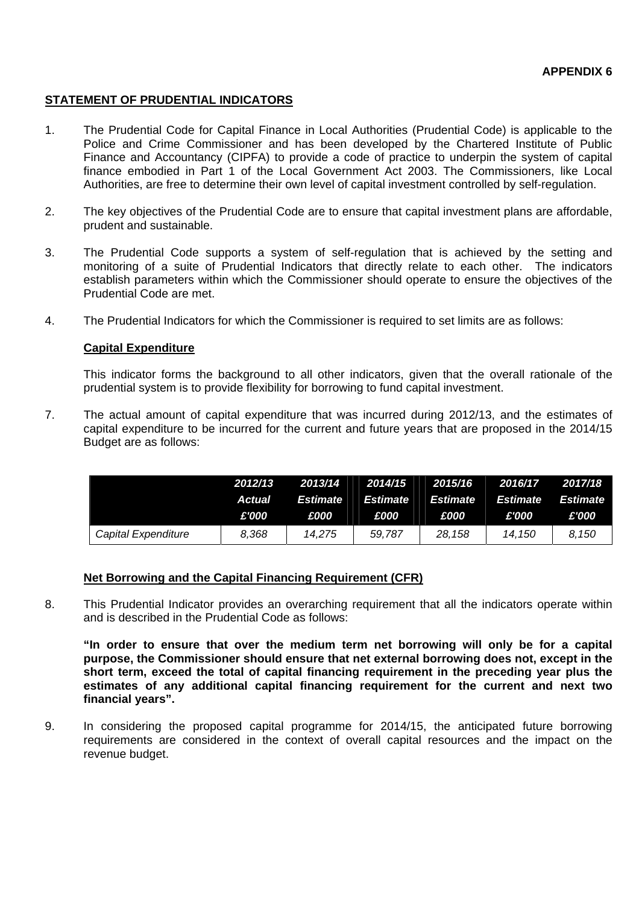**APPENDIX 6**

## STATEMENT OF PRUDENTIAL INDICATORS

1. The Prudential Code for Capital Finance in Local Authorities (Prudential Code) is applicable to the Police and Crime Commissioner and has been developed by the Chartered Institute of Public Finance and Accountancy (CIPFA) to provide a code of practice to underpin the system of capital finance embodied in Part 1 of the Local Government Act 2003. The Commissioners, like Local Authorities, are free to determine their own level of capital investment controlled by self-regulation.

2. The key objectives of the Prudential Code are to ensure that capital investment plans are affordable, prudent and sustainable.

3. The Prudential Code supports a system of self-regulation that is achieved by the setting and monitoring of a suite of Prudential Indicators that directly relate to each other. The indicators establish parameters within which the Commissioner should operate to ensure the objectives of the Prudential Code are met.

4. The Prudential Indicators for which the Commissioner is required to set limits are as follows:

### Capital Expenditure

This indicator forms the background to all other indicators, given that the overall rationale of the prudential system is to provide flexibility for borrowing to fund capital investment.

7. The actual amount of capital expenditure that was incurred during 2012/13, and the estimates of capital expenditure to be incurred for the current and future years that are proposed in the 2014/15 Budget are as follows:

| | *2012/13 Actual £'000* | *2013/14 Estimate £000* | *2014/15 Estimate £000* | *2015/16 Estimate £000* | *2016/17 Estimate £'000* | *2017/18 Estimate £'000* |
|---|---|---|---|---|---|---|
| *Capital Expenditure* | *8,368* | *14,275* | *59,787* | *28,158* | *14,150* | *8,150* |

### Net Borrowing and the Capital Financing Requirement (CFR)

8. This Prudential Indicator provides an overarching requirement that all the indicators operate within and is described in the Prudential Code as follows:

**"In order to ensure that over the medium term net borrowing will only be for a capital purpose, the Commissioner should ensure that net external borrowing does not, except in the short term, exceed the total of capital financing requirement in the preceding year plus the estimates of any additional capital financing requirement for the current and next two financial years".**

9. In considering the proposed capital programme for 2014/15, the anticipated future borrowing requirements are considered in the context of overall capital resources and the impact on the revenue budget.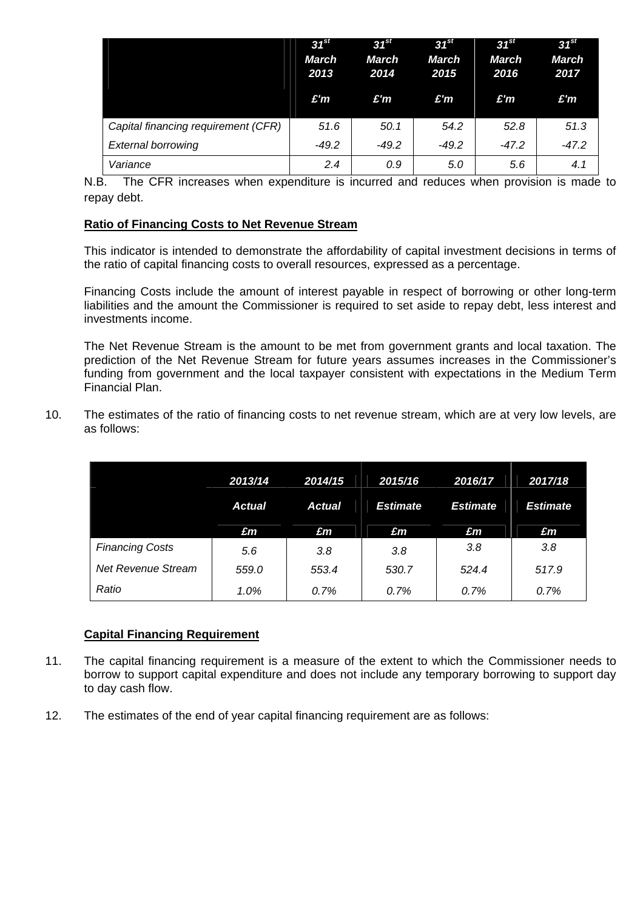| | 31st March 2013 £'m | 31st March 2014 £'m | 31st March 2015 £'m | 31st March 2016 £'m | 31st March 2017 £'m |
|---|---|---|---|---|---|
| *Capital financing requirement (CFR)* | *51.6* | *50.1* | *54.2* | *52.8* | *51.3* |
| *External borrowing* | *-49.2* | *-49.2* | *-49.2* | *-47.2* | *-47.2* |
| *Variance* | *2.4* | *0.9* | *5.0* | *5.6* | *4.1* |

N.B. The CFR increases when expenditure is incurred and reduces when provision is made to repay debt.

**Ratio of Financing Costs to Net Revenue Stream**

This indicator is intended to demonstrate the affordability of capital investment decisions in terms of the ratio of capital financing costs to overall resources, expressed as a percentage.

Financing Costs include the amount of interest payable in respect of borrowing or other long-term liabilities and the amount the Commissioner is required to set aside to repay debt, less interest and investments income.

The Net Revenue Stream is the amount to be met from government grants and local taxation. The prediction of the Net Revenue Stream for future years assumes increases in the Commissioner's funding from government and the local taxpayer consistent with expectations in the Medium Term Financial Plan.

10. The estimates of the ratio of financing costs to net revenue stream, which are at very low levels, are as follows:

| | 2013/14 Actual £m | 2014/15 Actual £m | 2015/16 Estimate £m | 2016/17 Estimate £m | 2017/18 Estimate £m |
|---|---|---|---|---|---|
| *Financing Costs* | *5.6* | *3.8* | *3.8* | *3.8* | *3.8* |
| *Net Revenue Stream* | *559.0* | *553.4* | *530.7* | *524.4* | *517.9* |
| *Ratio* | *1.0%* | *0.7%* | *0.7%* | *0.7%* | *0.7%* |

**Capital Financing Requirement**

11. The capital financing requirement is a measure of the extent to which the Commissioner needs to borrow to support capital expenditure and does not include any temporary borrowing to support day to day cash flow.

12. The estimates of the end of year capital financing requirement are as follows: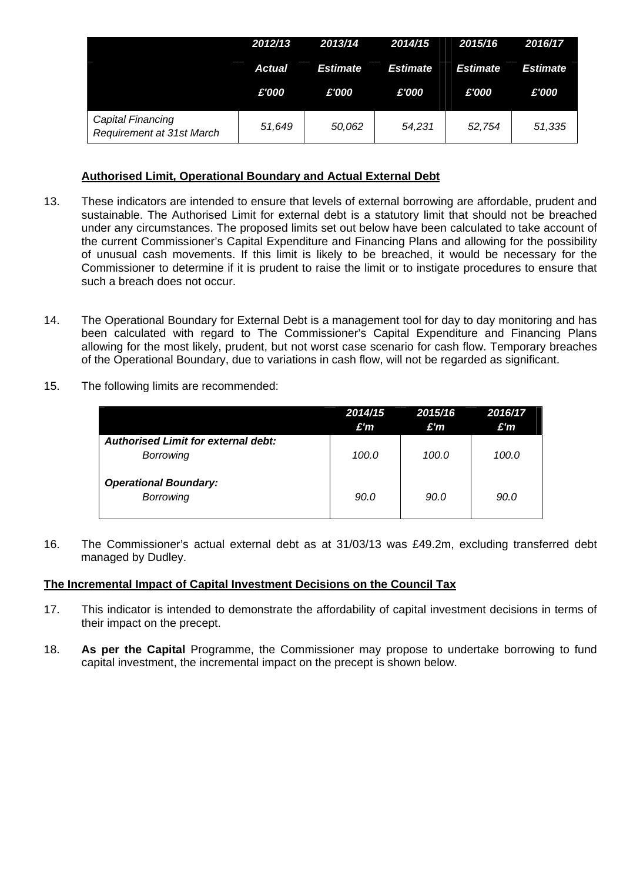| | *2012/13* | *2013/14* | *2014/15* | *2015/16* | *2016/17* |
|---|---|---|---|---|---|
| | *Actual* | *Estimate* | *Estimate* | *Estimate* | *Estimate* |
| | *£'000* | *£'000* | *£'000* | *£'000* | *£'000* |
| *Capital Financing Requirement at 31st March* | *51,649* | *50,062* | *54,231* | *52,754* | *51,335* |

**Authorised Limit, Operational Boundary and Actual External Debt**

13. These indicators are intended to ensure that levels of external borrowing are affordable, prudent and sustainable. The Authorised Limit for external debt is a statutory limit that should not be breached under any circumstances. The proposed limits set out below have been calculated to take account of the current Commissioner's Capital Expenditure and Financing Plans and allowing for the possibility of unusual cash movements. If this limit is likely to be breached, it would be necessary for the Commissioner to determine if it is prudent to raise the limit or to instigate procedures to ensure that such a breach does not occur.

14. The Operational Boundary for External Debt is a management tool for day to day monitoring and has been calculated with regard to The Commissioner's Capital Expenditure and Financing Plans allowing for the most likely, prudent, but not worst case scenario for cash flow. Temporary breaches of the Operational Boundary, due to variations in cash flow, will not be regarded as significant.

15. The following limits are recommended:

| | *2014/15* | *2015/16* | *2016/17* |
|---|---|---|---|
| | *£'m* | *£'m* | *£'m* |
| ***Authorised Limit for external debt:*** | | | |
| *Borrowing* | *100.0* | *100.0* | *100.0* |
| ***Operational Boundary:*** | | | |
| *Borrowing* | *90.0* | *90.0* | *90.0* |

16. The Commissioner's actual external debt as at 31/03/13 was £49.2m, excluding transferred debt managed by Dudley.

**The Incremental Impact of Capital Investment Decisions on the Council Tax**

17. This indicator is intended to demonstrate the affordability of capital investment decisions in terms of their impact on the precept.

18. **As per the Capital** Programme, the Commissioner may propose to undertake borrowing to fund capital investment, the incremental impact on the precept is shown below.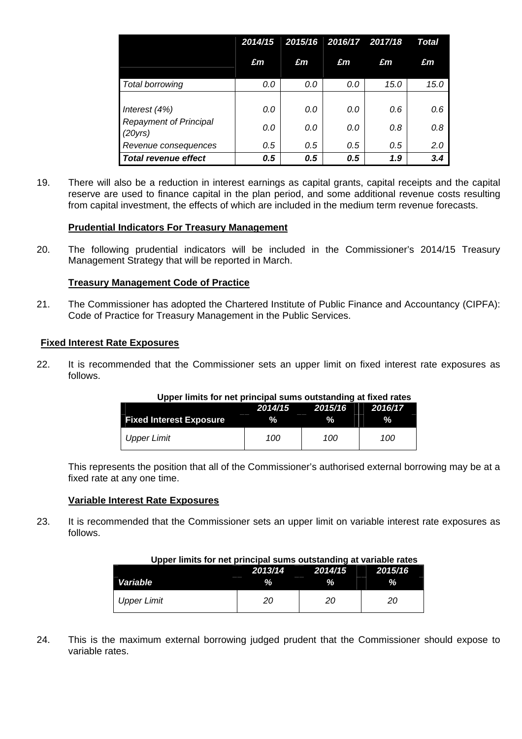| | *2014/15* | *2015/16* | *2016/17* | *2017/18* | *Total* |
|---|---|---|---|---|---|
| | ***£m*** | ***£m*** | ***£m*** | ***£m*** | ***£m*** |
| *Total borrowing* | *0.0* | *0.0* | *0.0* | *15.0* | *15.0* |
| *Interest (4%)* | *0.0* | *0.0* | *0.0* | *0.6* | *0.6* |
| *Repayment of Principal (20yrs)* | *0.0* | *0.0* | *0.0* | *0.8* | *0.8* |
| *Revenue consequences* | *0.5* | *0.5* | *0.5* | *0.5* | *2.0* |
| ***Total revenue effect*** | ***0.5*** | ***0.5*** | ***0.5*** | ***1.9*** | ***3.4*** |

19. There will also be a reduction in interest earnings as capital grants, capital receipts and the capital reserve are used to finance capital in the plan period, and some additional revenue costs resulting from capital investment, the effects of which are included in the medium term revenue forecasts.

**Prudential Indicators For Treasury Management**

20. The following prudential indicators will be included in the Commissioner's 2014/15 Treasury Management Strategy that will be reported in March.

**Treasury Management Code of Practice**

21. The Commissioner has adopted the Chartered Institute of Public Finance and Accountancy (CIPFA): Code of Practice for Treasury Management in the Public Services.

**Fixed Interest Rate Exposures**

22. It is recommended that the Commissioner sets an upper limit on fixed interest rate exposures as follows.

**Upper limits for net principal sums outstanding at fixed rates**

| **Fixed Interest Exposure** | *2014/15* % | *2015/16* % | *2016/17* % |
|---|---|---|---|
| *Upper Limit* | *100* | *100* | *100* |

This represents the position that all of the Commissioner's authorised external borrowing may be at a fixed rate at any one time.

**Variable Interest Rate Exposures**

23. It is recommended that the Commissioner sets an upper limit on variable interest rate exposures as follows.

**Upper limits for net principal sums outstanding at variable rates**

| ***Variable*** | *2013/14* % | *2014/15* % | *2015/16* % |
|---|---|---|---|
| *Upper Limit* | *20* | *20* | *20* |

24. This is the maximum external borrowing judged prudent that the Commissioner should expose to variable rates.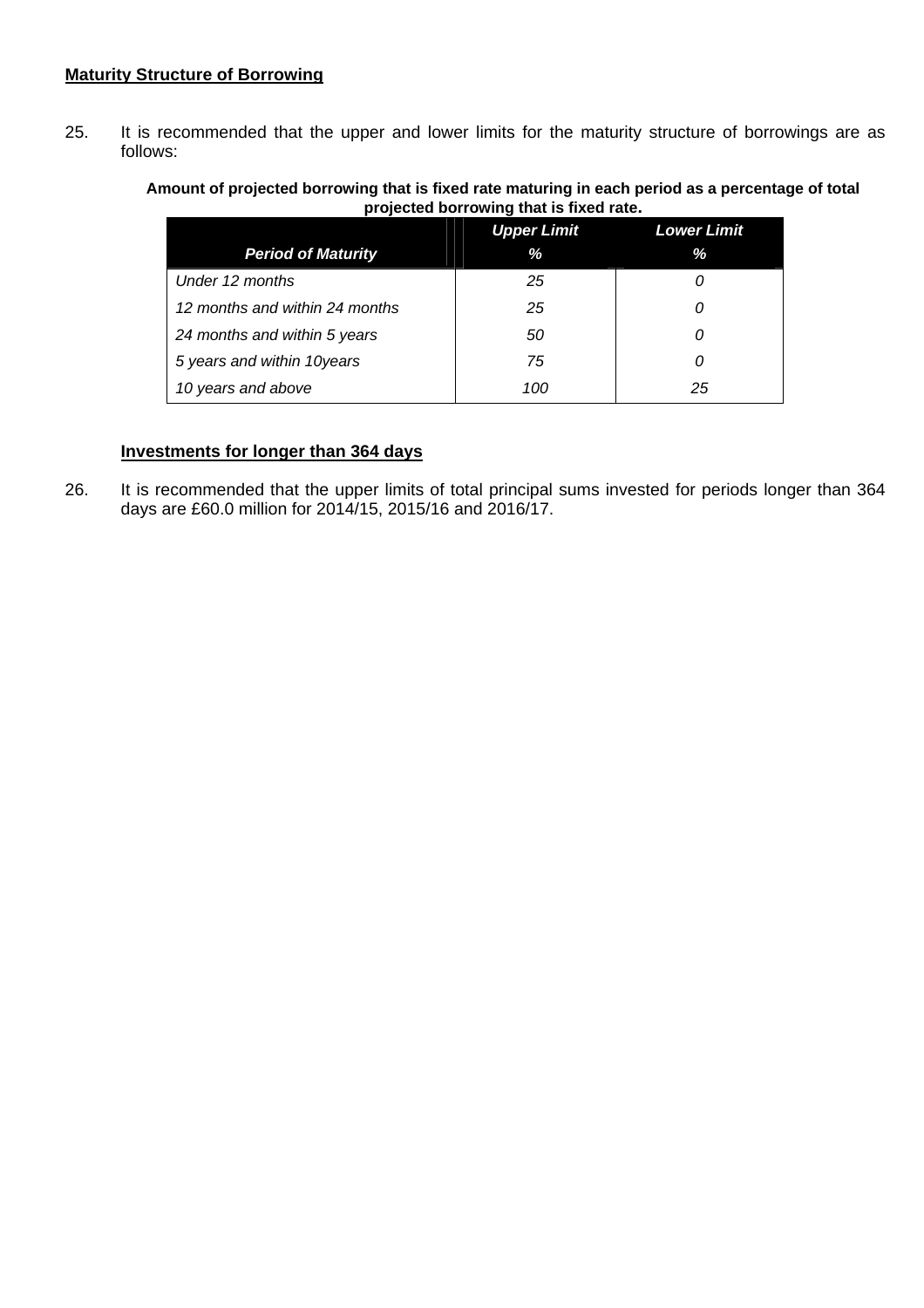**Maturity Structure of Borrowing**

25. It is recommended that the upper and lower limits for the maturity structure of borrowings are as follows:

**Amount of projected borrowing that is fixed rate maturing in each period as a percentage of total projected borrowing that is fixed rate.**

| *Period of Maturity* | *Upper Limit %* | *Lower Limit %* |
|---|---|---|
| *Under 12 months* | *25* | *0* |
| *12 months and within 24 months* | *25* | *0* |
| *24 months and within 5 years* | *50* | *0* |
| *5 years and within 10years* | *75* | *0* |
| *10 years and above* | *100* | *25* |

**Investments for longer than 364 days**

26. It is recommended that the upper limits of total principal sums invested for periods longer than 364 days are £60.0 million for 2014/15, 2015/16 and 2016/17.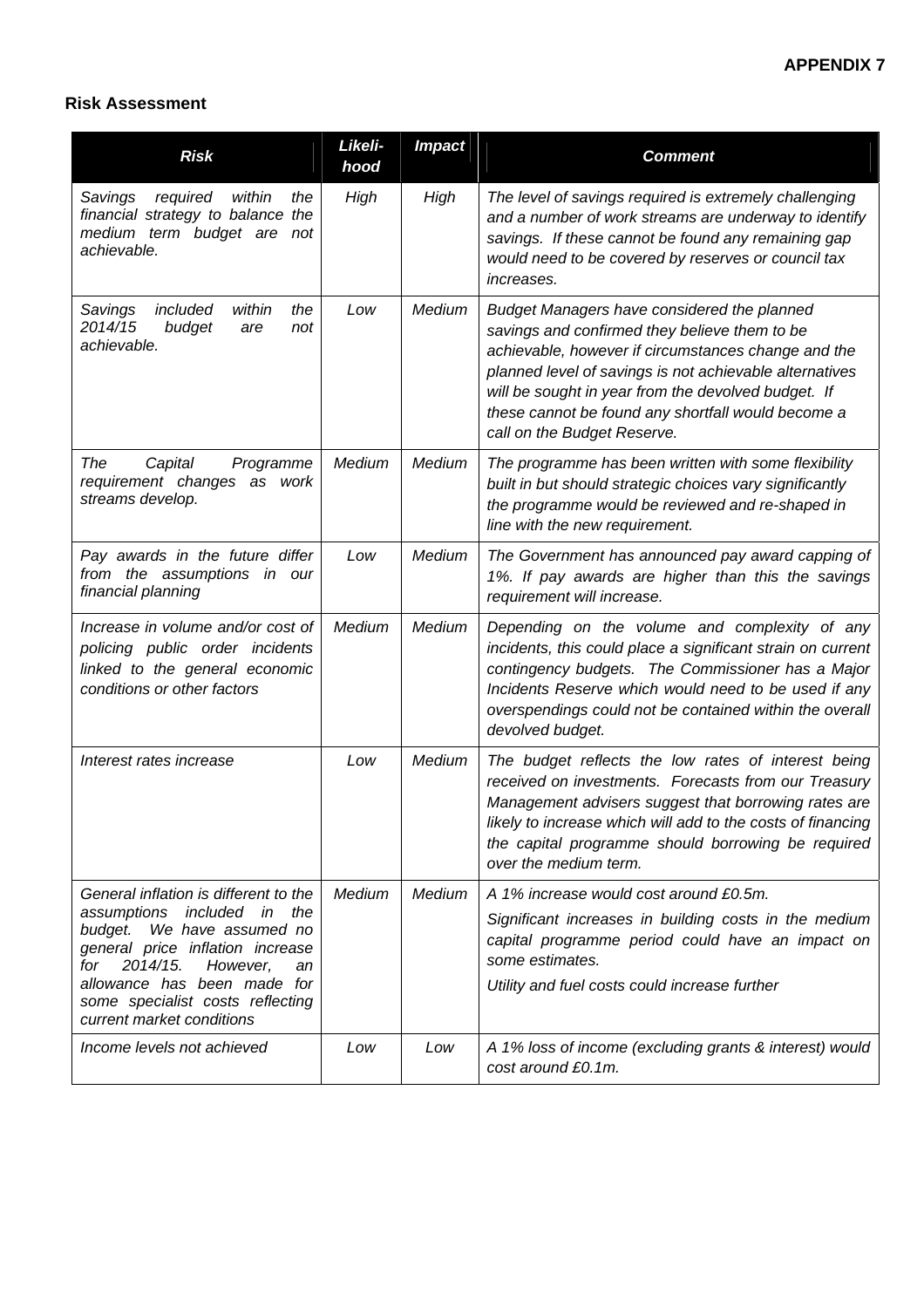**APPENDIX 7**

**Risk Assessment**

| *Risk* | *Likeli-hood* | *Impact* | *Comment* |
|---|---|---|---|
| *Savings required within the financial strategy to balance the medium term budget are not achievable.* | *High* | *High* | *The level of savings required is extremely challenging and a number of work streams are underway to identify savings. If these cannot be found any remaining gap would need to be covered by reserves or council tax increases.* |
| *Savings included within the 2014/15 budget are not achievable.* | *Low* | *Medium* | *Budget Managers have considered the planned savings and confirmed they believe them to be achievable, however if circumstances change and the planned level of savings is not achievable alternatives will be sought in year from the devolved budget. If these cannot be found any shortfall would become a call on the Budget Reserve.* |
| *The Capital Programme requirement changes as work streams develop.* | *Medium* | *Medium* | *The programme has been written with some flexibility built in but should strategic choices vary significantly the programme would be reviewed and re-shaped in line with the new requirement.* |
| *Pay awards in the future differ from the assumptions in our financial planning* | *Low* | *Medium* | *The Government has announced pay award capping of 1%. If pay awards are higher than this the savings requirement will increase.* |
| *Increase in volume and/or cost of policing public order incidents linked to the general economic conditions or other factors* | *Medium* | *Medium* | *Depending on the volume and complexity of any incidents, this could place a significant strain on current contingency budgets. The Commissioner has a Major Incidents Reserve which would need to be used if any overspendings could not be contained within the overall devolved budget.* |
| *Interest rates increase* | *Low* | *Medium* | *The budget reflects the low rates of interest being received on investments. Forecasts from our Treasury Management advisers suggest that borrowing rates are likely to increase which will add to the costs of financing the capital programme should borrowing be required over the medium term.* |
| *General inflation is different to the assumptions included in the budget. We have assumed no general price inflation increase for 2014/15. However, an allowance has been made for some specialist costs reflecting current market conditions* | *Medium* | *Medium* | *A 1% increase would cost around £0.5m.* <br> *Significant increases in building costs in the medium capital programme period could have an impact on some estimates.* <br> *Utility and fuel costs could increase further* |
| *Income levels not achieved* | *Low* | *Low* | *A 1% loss of income (excluding grants & interest) would cost around £0.1m.* |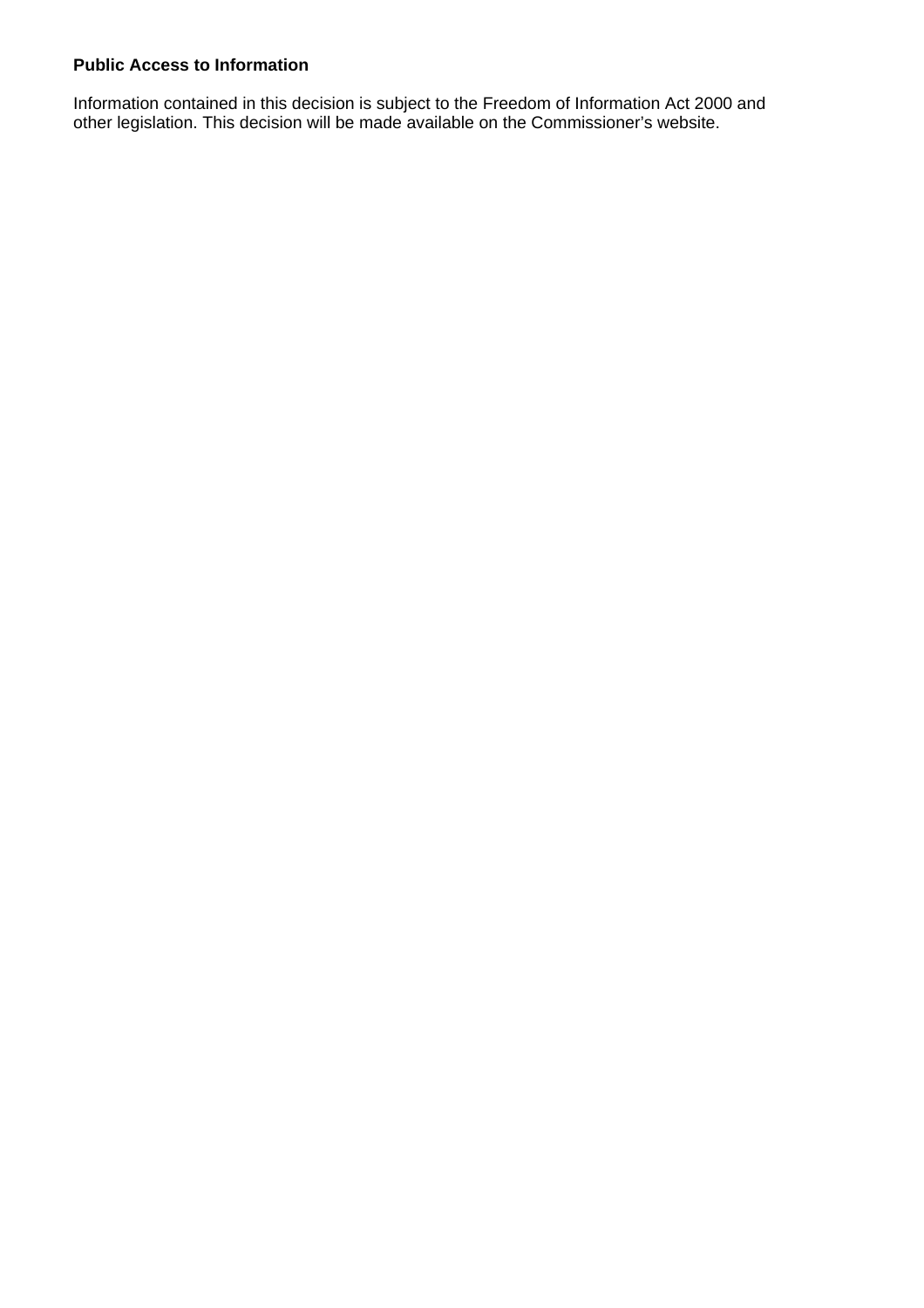**Public Access to Information**

Information contained in this decision is subject to the Freedom of Information Act 2000 and other legislation. This decision will be made available on the Commissioner's website.